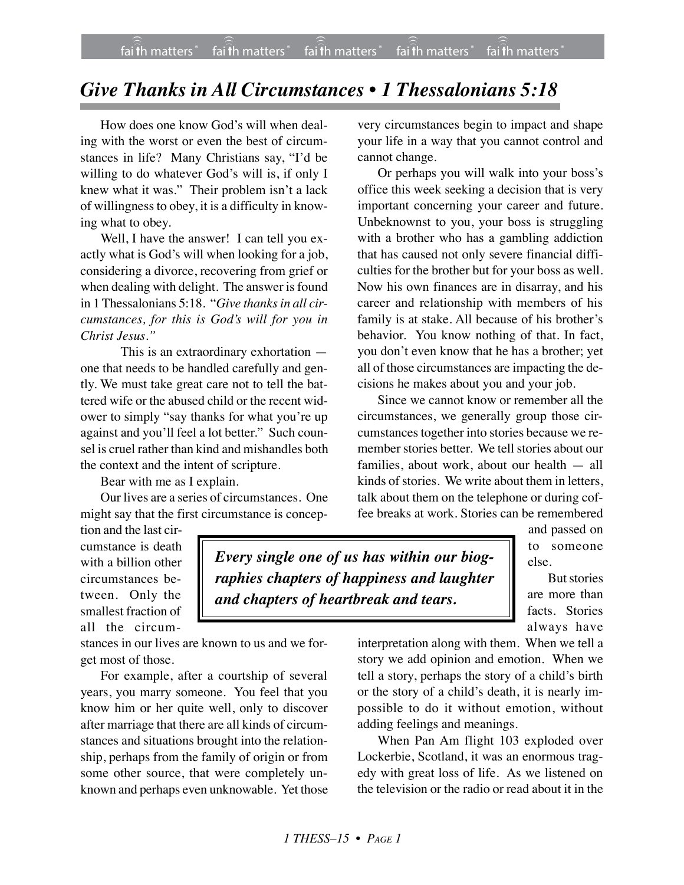# *Give Thanks in All Circumstances • 1 Thessalonians 5:18*

How does one know God's will when dealing with the worst or even the best of circumstances in life? Many Christians say, "I'd be willing to do whatever God's will is, if only I knew what it was." Their problem isn't a lack of willingness to obey, it is a difficulty in knowing what to obey.

Well, I have the answer! I can tell you exactly what is God's will when looking for a job, considering a divorce, recovering from grief or when dealing with delight. The answer is found in 1 Thessalonians 5:18. "*Give thanks in all circumstances, for this is God's will for you in Christ Jesus."*

This is an extraordinary exhortation — one that needs to be handled carefully and gently. We must take great care not to tell the battered wife or the abused child or the recent widower to simply "say thanks for what you're up against and you'll feel a lot better." Such counsel is cruel rather than kind and mishandles both the context and the intent of scripture.

Bear with me as I explain.

Our lives are a series of circumstances. One might say that the first circumstance is conception and the last circumstance is death with a billion other circumstances between. Only the smallest fraction of all the circumstances in our lives are known to us and we forget most of those.

For example, after a courtship of several years, you marry someone. You feel that you know him or her quite well, only to discover after marriage that there are all kinds of circumstances and situations brought into the relationship, perhaps from the family of origin or from some other source, that were completely unknown and perhaps even unknowable. Yet those very circumstances begin to impact and shape your life in a way that you cannot control and cannot change.

Or perhaps you will walk into your boss's office this week seeking a decision that is very important concerning your career and future. Unbeknownst to you, your boss is struggling with a brother who has a gambling addiction that has caused not only severe financial difficulties for the brother but for your boss as well. Now his own finances are in disarray, and his career and relationship with members of his family is at stake. All because of his brother's behavior. You know nothing of that. In fact, you don't even know that he has a brother; yet all of those circumstances are impacting the decisions he makes about you and your job.

Since we cannot know or remember all the circumstances, we generally group those circumstances together into stories because we remember stories better. We tell stories about our families, about work, about our health — all kinds of stories. We write about them in letters, talk about them on the telephone or during coffee breaks at work. Stories can be remembered and passed on to someone else.

> ***Every single one of us has within our biographies chapters of happiness and laughter and chapters of heartbreak and tears.***

But stories are more than facts. Stories always have interpretation along with them. When we tell a story we add opinion and emotion. When we tell a story, perhaps the story of a child's birth or the story of a child's death, it is nearly impossible to do it without emotion, without adding feelings and meanings.

When Pan Am flight 103 exploded over Lockerbie, Scotland, it was an enormous tragedy with great loss of life. As we listened on the television or the radio or read about it in the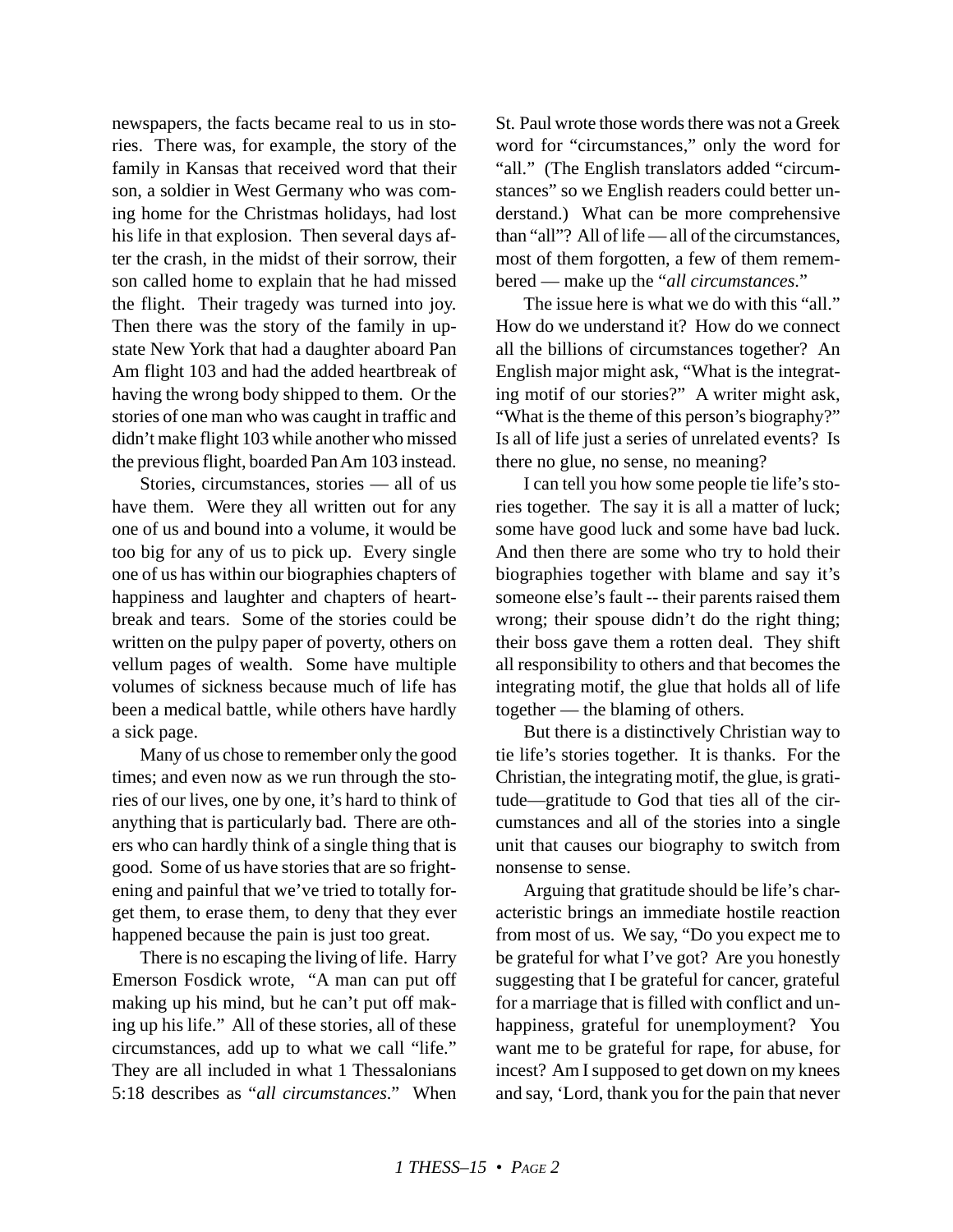newspapers, the facts became real to us in stories. There was, for example, the story of the family in Kansas that received word that their son, a soldier in West Germany who was coming home for the Christmas holidays, had lost his life in that explosion. Then several days after the crash, in the midst of their sorrow, their son called home to explain that he had missed the flight. Their tragedy was turned into joy. Then there was the story of the family in upstate New York that had a daughter aboard Pan Am flight 103 and had the added heartbreak of having the wrong body shipped to them. Or the stories of one man who was caught in traffic and didn't make flight 103 while another who missed the previous flight, boarded Pan Am 103 instead.

Stories, circumstances, stories — all of us have them. Were they all written out for any one of us and bound into a volume, it would be too big for any of us to pick up. Every single one of us has within our biographies chapters of happiness and laughter and chapters of heartbreak and tears. Some of the stories could be written on the pulpy paper of poverty, others on vellum pages of wealth. Some have multiple volumes of sickness because much of life has been a medical battle, while others have hardly a sick page.

Many of us chose to remember only the good times; and even now as we run through the stories of our lives, one by one, it's hard to think of anything that is particularly bad. There are others who can hardly think of a single thing that is good. Some of us have stories that are so frightening and painful that we've tried to totally forget them, to erase them, to deny that they ever happened because the pain is just too great.

There is no escaping the living of life. Harry Emerson Fosdick wrote, "A man can put off making up his mind, but he can't put off making up his life." All of these stories, all of these circumstances, add up to what we call "life." They are all included in what 1 Thessalonians 5:18 describes as "*all circumstances*." When St. Paul wrote those words there was not a Greek word for "circumstances," only the word for "all." (The English translators added "circumstances" so we English readers could better understand.) What can be more comprehensive than "all"? All of life — all of the circumstances, most of them forgotten, a few of them remembered — make up the "*all circumstances*."

The issue here is what we do with this "all." How do we understand it? How do we connect all the billions of circumstances together? An English major might ask, "What is the integrating motif of our stories?" A writer might ask, "What is the theme of this person's biography?" Is all of life just a series of unrelated events? Is there no glue, no sense, no meaning?

I can tell you how some people tie life's stories together. The say it is all a matter of luck; some have good luck and some have bad luck. And then there are some who try to hold their biographies together with blame and say it's someone else's fault -- their parents raised them wrong; their spouse didn't do the right thing; their boss gave them a rotten deal. They shift all responsibility to others and that becomes the integrating motif, the glue that holds all of life together — the blaming of others.

But there is a distinctively Christian way to tie life's stories together. It is thanks. For the Christian, the integrating motif, the glue, is gratitude—gratitude to God that ties all of the circumstances and all of the stories into a single unit that causes our biography to switch from nonsense to sense.

Arguing that gratitude should be life's characteristic brings an immediate hostile reaction from most of us. We say, "Do you expect me to be grateful for what I've got? Are you honestly suggesting that I be grateful for cancer, grateful for a marriage that is filled with conflict and unhappiness, grateful for unemployment? You want me to be grateful for rape, for abuse, for incest? Am I supposed to get down on my knees and say, 'Lord, thank you for the pain that never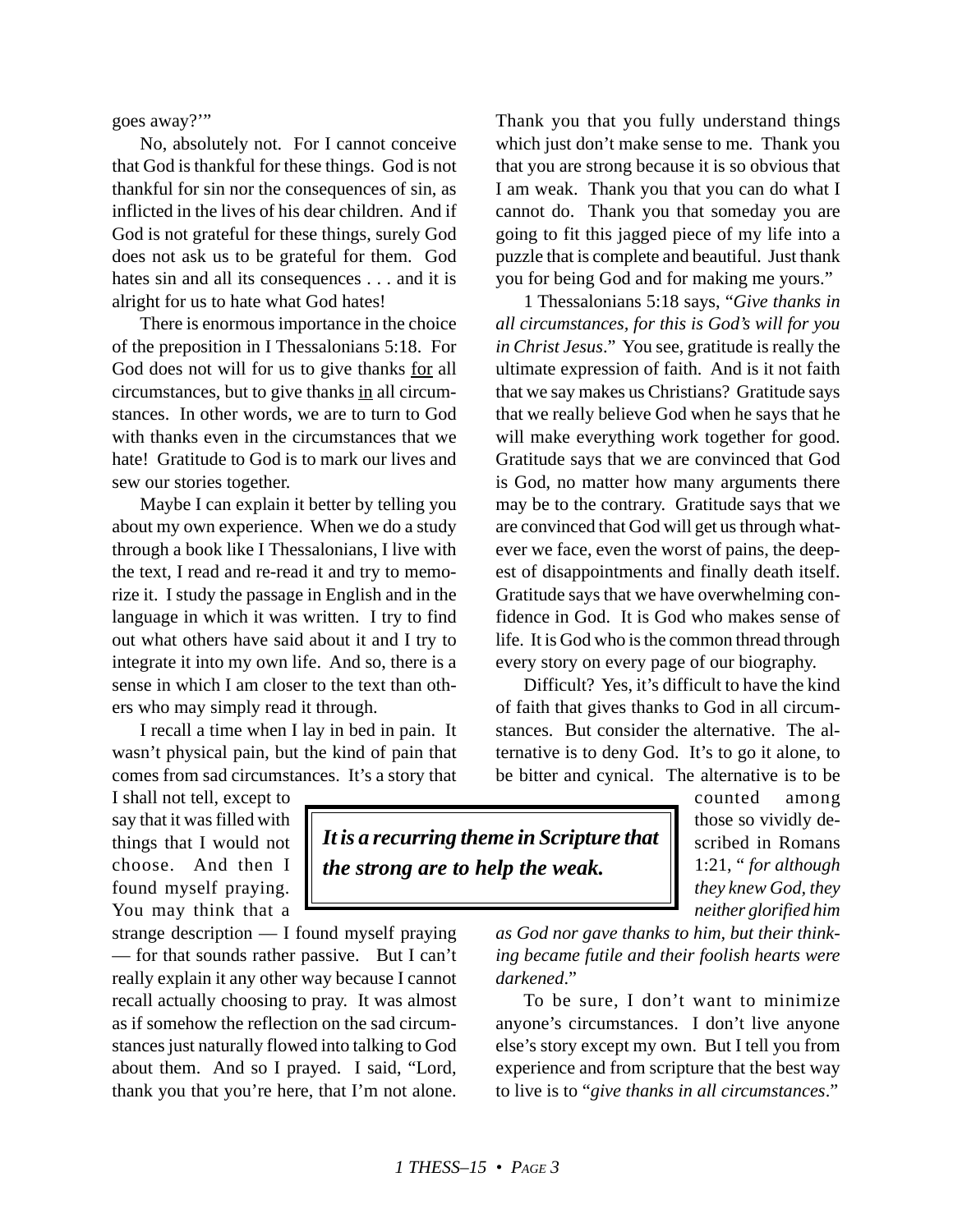goes away?'"

No, absolutely not. For I cannot conceive that God is thankful for these things. God is not thankful for sin nor the consequences of sin, as inflicted in the lives of his dear children. And if God is not grateful for these things, surely God does not ask us to be grateful for them. God hates sin and all its consequences . . . and it is alright for us to hate what God hates!

There is enormous importance in the choice of the preposition in I Thessalonians 5:18. For God does not will for us to give thanks <u>for</u> all circumstances, but to give thanks <u>in</u> all circumstances. In other words, we are to turn to God with thanks even in the circumstances that we hate! Gratitude to God is to mark our lives and sew our stories together.

Maybe I can explain it better by telling you about my own experience. When we do a study through a book like I Thessalonians, I live with the text, I read and re-read it and try to memorize it. I study the passage in English and in the language in which it was written. I try to find out what others have said about it and I try to integrate it into my own life. And so, there is a sense in which I am closer to the text than others who may simply read it through.

I recall a time when I lay in bed in pain. It wasn't physical pain, but the kind of pain that comes from sad circumstances. It's a story that I shall not tell, except to say that it was filled with things that I would not choose. And then I found myself praying. You may think that a strange description — I found myself praying — for that sounds rather passive. But I can't really explain it any other way because I cannot recall actually choosing to pray. It was almost as if somehow the reflection on the sad circumstances just naturally flowed into talking to God about them. And so I prayed. I said, "Lord, thank you that you're here, that I'm not alone. Thank you that you fully understand things which just don't make sense to me. Thank you that you are strong because it is so obvious that I am weak. Thank you that you can do what I cannot do. Thank you that someday you are going to fit this jagged piece of my life into a puzzle that is complete and beautiful. Just thank you for being God and for making me yours."

> ***It is a recurring theme in Scripture that the strong are to help the weak.***

1 Thessalonians 5:18 says, "*Give thanks in all circumstances, for this is God's will for you in Christ Jesus*." You see, gratitude is really the ultimate expression of faith. And is it not faith that we say makes us Christians? Gratitude says that we really believe God when he says that he will make everything work together for good. Gratitude says that we are convinced that God is God, no matter how many arguments there may be to the contrary. Gratitude says that we are convinced that God will get us through whatever we face, even the worst of pains, the deepest of disappointments and finally death itself. Gratitude says that we have overwhelming confidence in God. It is God who makes sense of life. It is God who is the common thread through every story on every page of our biography.

Difficult? Yes, it's difficult to have the kind of faith that gives thanks to God in all circumstances. But consider the alternative. The alternative is to deny God. It's to go it alone, to be bitter and cynical. The alternative is to be counted among those so vividly described in Romans 1:21, "*for although they knew God, they neither glorified him as God nor gave thanks to him, but their thinking became futile and their foolish hearts were darkened*."

To be sure, I don't want to minimize anyone's circumstances. I don't live anyone else's story except my own. But I tell you from experience and from scripture that the best way to live is to "*give thanks in all circumstances*."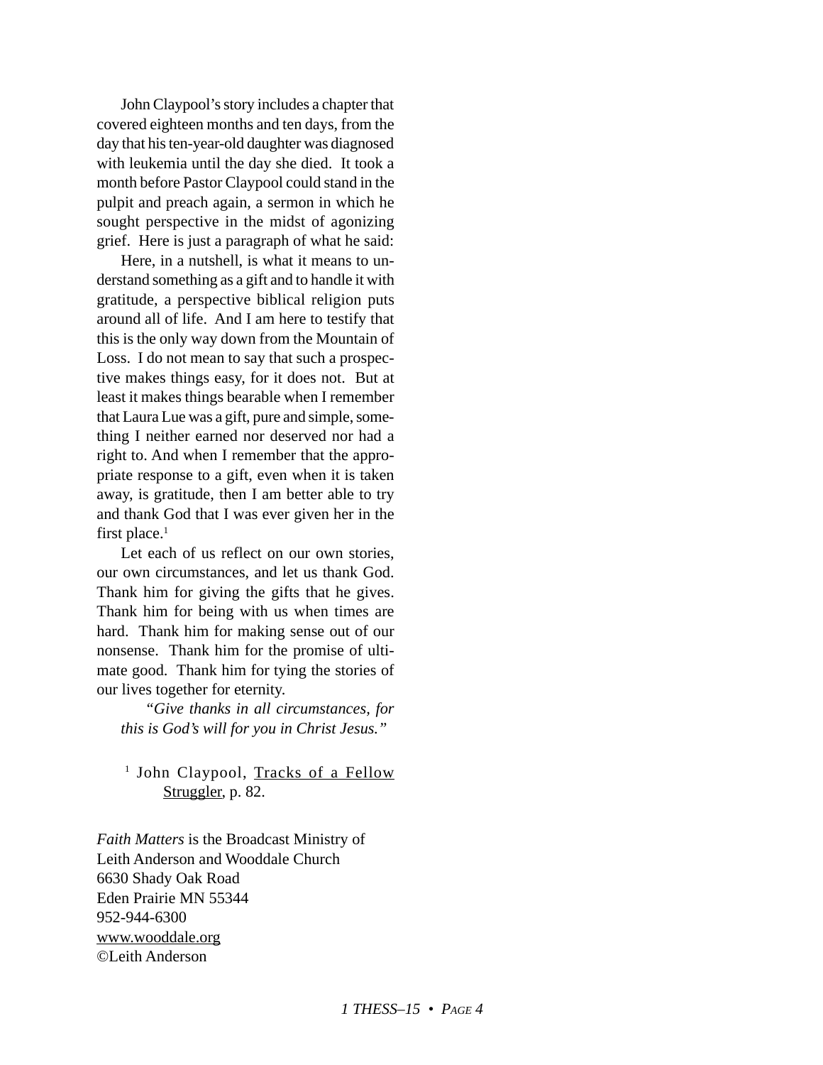John Claypool's story includes a chapter that covered eighteen months and ten days, from the day that his ten-year-old daughter was diagnosed with leukemia until the day she died. It took a month before Pastor Claypool could stand in the pulpit and preach again, a sermon in which he sought perspective in the midst of agonizing grief. Here is just a paragraph of what he said:

Here, in a nutshell, is what it means to understand something as a gift and to handle it with gratitude, a perspective biblical religion puts around all of life. And I am here to testify that this is the only way down from the Mountain of Loss. I do not mean to say that such a prospective makes things easy, for it does not. But at least it makes things bearable when I remember that Laura Lue was a gift, pure and simple, something I neither earned nor deserved nor had a right to. And when I remember that the appropriate response to a gift, even when it is taken away, is gratitude, then I am better able to try and thank God that I was ever given her in the first place.[1]

Let each of us reflect on our own stories, our own circumstances, and let us thank God. Thank him for giving the gifts that he gives. Thank him for being with us when times are hard. Thank him for making sense out of our nonsense. Thank him for the promise of ultimate good. Thank him for tying the stories of our lives together for eternity.

*"Give thanks in all circumstances, for this is God's will for you in Christ Jesus."*

[1] John Claypool, Tracks of a Fellow Struggler, p. 82.

*Faith Matters* is the Broadcast Ministry of
Leith Anderson and Wooddale Church
6630 Shady Oak Road
Eden Prairie MN 55344
952-944-6300
www.wooddale.org
©Leith Anderson